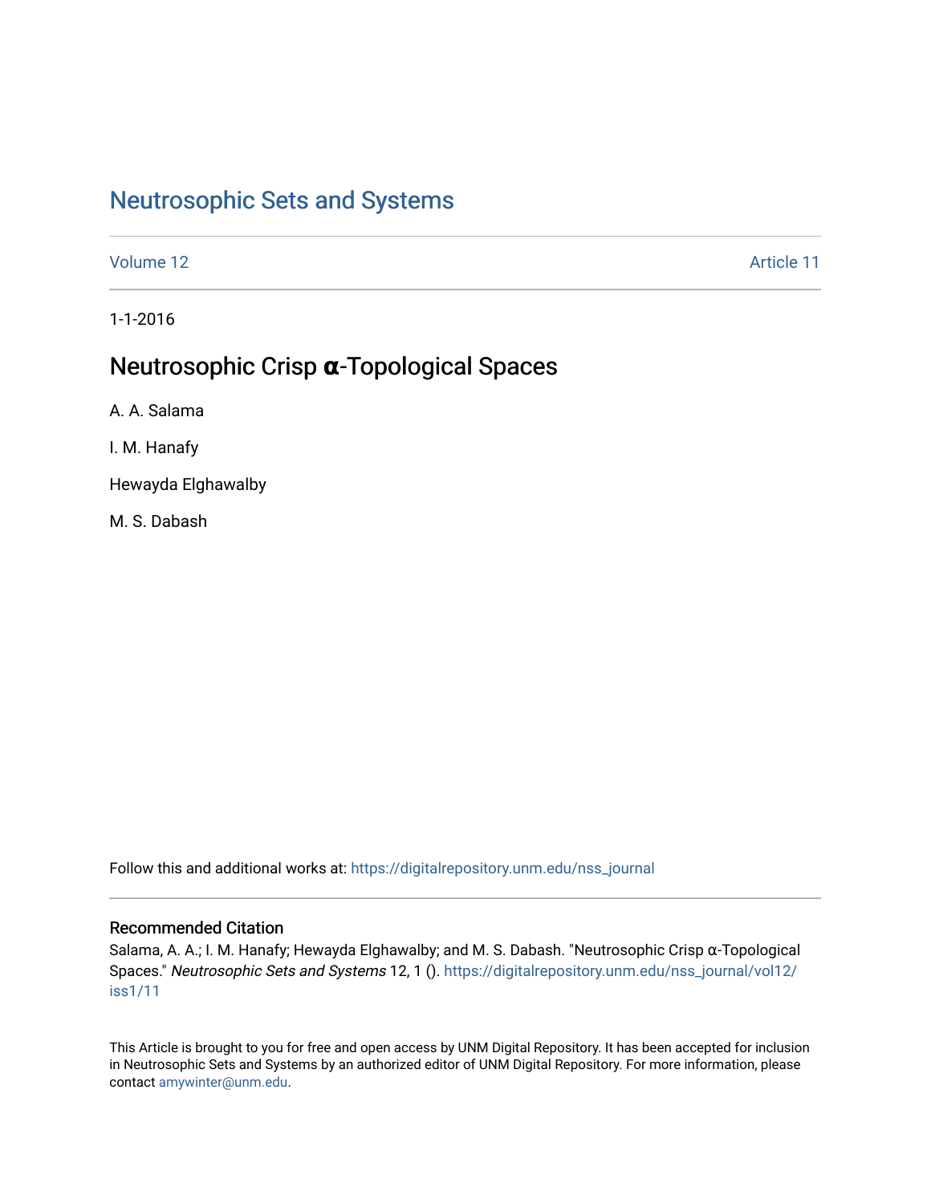# Neutrosophic Sets and Systems

Volume 12 | Article 11

1-1-2016

## Neutrosophic Crisp α-Topological Spaces

A. A. Salama

I. M. Hanafy

Hewayda Elghawalby

M. S. Dabash

Follow this and additional works at: https://digitalrepository.unm.edu/nss_journal

### Recommended Citation

Salama, A. A.; I. M. Hanafy; Hewayda Elghawalby; and M. S. Dabash. "Neutrosophic Crisp α-Topological Spaces." *Neutrosophic Sets and Systems* 12, 1 (). https://digitalrepository.unm.edu/nss_journal/vol12/iss1/11

This Article is brought to you for free and open access by UNM Digital Repository. It has been accepted for inclusion in Neutrosophic Sets and Systems by an authorized editor of UNM Digital Repository. For more information, please contact amywinter@unm.edu.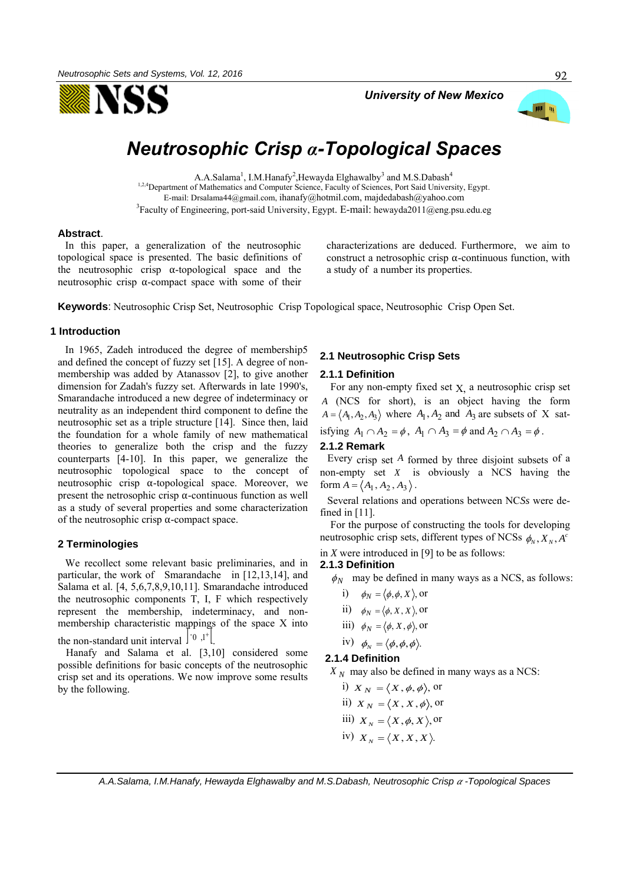# Neutrosophic Crisp α-Topological Spaces

A.A.Salama[1], I.M.Hanafy[2],Hewayda Elghawalby[3] and M.S.Dabash[4]

[1,2,4]Department of Mathematics and Computer Science, Faculty of Sciences, Port Said University, Egypt.
E-mail: Drsalama44@gmail.com, ihanafy@hotmil.com, majdedabash@yahoo.com

[3]Faculty of Engineering, port-said University, Egypt. E-mail: hewayda2011@eng.psu.edu.eg

**Abstract**. In this paper, a generalization of the neutrosophic topological space is presented. The basic definitions of the neutrosophic crisp α-topological space and the neutrosophic crisp α-compact space with some of their characterizations are deduced. Furthermore, we aim to construct a netrosophic crisp α-continuous function, with a study of a number its properties.

**Keywords**: Neutrosophic Crisp Set, Neutrosophic Crisp Topological space, Neutrosophic Crisp Open Set.

## 1 Introduction

In 1965, Zadeh introduced the degree of membership5 and defined the concept of fuzzy set [15]. A degree of non-membership was added by Atanassov [2], to give another dimension for Zadah's fuzzy set. Afterwards in late 1990's, Smarandache introduced a new degree of indeterminacy or neutrality as an independent third component to define the neutrosophic set as a triple structure [14]. Since then, laid the foundation for a whole family of new mathematical theories to generalize both the crisp and the fuzzy counterparts [4-10]. In this paper, we generalize the neutrosophic topological space to the concept of neutrosophic crisp α-topological space. Moreover, we present the netrosophic crisp α-continuous function as well as a study of several properties and some characterization of the neutrosophic crisp α-compact space.

## 2 Terminologies

We recollect some relevant basic preliminaries, and in particular, the work of Smarandache in [12,13,14], and Salama et al. [4, 5,6,7,8,9,10,11]. Smarandache introduced the neutrosophic components T, I, F which respectively represent the membership, indeterminacy, and non-membership characteristic mappings of the space X into the non-standard unit interval $]^-0, 1^+[$.

Hanafy and Salama et al. [3,10] considered some possible definitions for basic concepts of the neutrosophic crisp set and its operations. We now improve some results by the following.

### 2.1 Neutrosophic Crisp Sets

#### 2.1.1 Definition

For any non-empty fixed set X, a neutrosophic crisp set $A$ (NCS for short), is an object having the form $A = \langle A_1, A_2, A_3 \rangle$ where $A_1, A_2$ and $A_3$ are subsets of X satisfying $A_1 \cap A_2 = \phi$, $A_1 \cap A_3 = \phi$ and $A_2 \cap A_3 = \phi$.

#### 2.1.2 Remark

Every crisp set $A$ formed by three disjoint subsets of a non-empty set $X$ is obviously a NCS having the form $A = \langle A_1, A_2, A_3 \rangle$.

Several relations and operations between NCSs were defined in [11].

For the purpose of constructing the tools for developing neutrosophic crisp sets, different types of NCSs $\phi_N, X_N, A^c$ in *X* were introduced in [9] to be as follows:

#### 2.1.3 Definition

$\phi_N$ may be defined in many ways as a NCS, as follows:

i) $\phi_N = \langle \phi, \phi, X \rangle$, or

ii) $\phi_N = \langle \phi, X, X \rangle$, or

iii) $\phi_N = \langle \phi, X, \phi \rangle$, or

iv) $\phi_N = \langle \phi, \phi, \phi \rangle$.

#### 2.1.4 Definition

$X_N$ may also be defined in many ways as a NCS:

i) $X_N = \langle X, \phi, \phi \rangle$, or

ii) $X_N = \langle X, X, \phi \rangle$, or

iii) $X_N = \langle X, \phi, X \rangle$, or

iv) $X_N = \langle X, X, X \rangle$.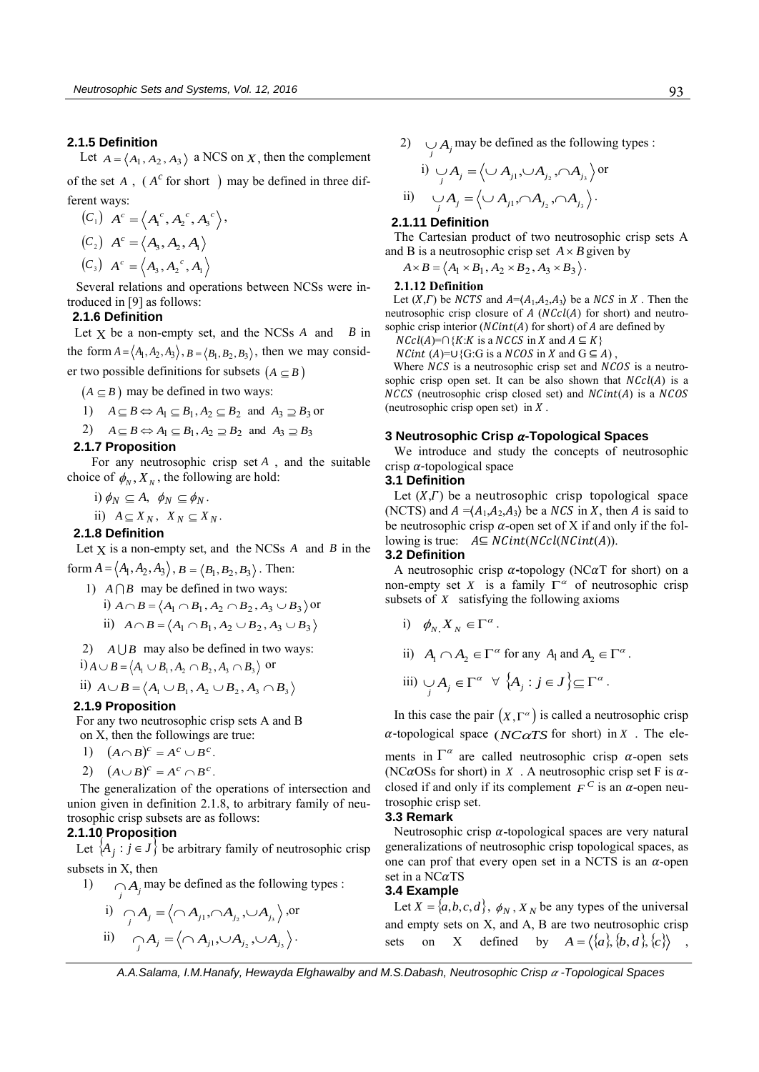### 2.1.5 Definition

Let $A = \langle A_1, A_2, A_3 \rangle$ a NCS on $X$, then the complement of the set $A$, ( $A^c$ for short ) may be defined in three different ways:

$(C_1)$ $A^c = \langle A_1^c, A_2^c, A_3^c \rangle$,

$(C_2)$ $A^c = \langle A_3, A_2, A_1 \rangle$

$(C_3)$ $A^c = \langle A_3, A_2^c, A_1 \rangle$

Several relations and operations between NCSs were introduced in [9] as follows:

### 2.1.6 Definition

Let $X$ be a non-empty set, and the NCSs $A$ and $B$ in the form $A = \langle A_1, A_2, A_3 \rangle$, $B = \langle B_1, B_2, B_3 \rangle$, then we may consider two possible definitions for subsets $(A \subseteq B)$

$(A \subseteq B)$ may be defined in two ways:

1) $A \subseteq B \Leftrightarrow A_1 \subseteq B_1, A_2 \subseteq B_2$ and $A_3 \supseteq B_3$ or
2) $A \subseteq B \Leftrightarrow A_1 \subseteq B_1, A_2 \supseteq B_2$ and $A_3 \supseteq B_3$

### 2.1.7 Proposition

For any neutrosophic crisp set $A$, and the suitable choice of $\phi_N, X_N$, the following are hold:

i) $\phi_N \subseteq A$, $\phi_N \subseteq \phi_N$.

ii) $A \subseteq X_N$, $X_N \subseteq X_N$.

### 2.1.8 Definition

Let $X$ is a non-empty set, and the NCSs $A$ and $B$ in the form $A = \langle A_1, A_2, A_3 \rangle$, $B = \langle B_1, B_2, B_3 \rangle$. Then:

1) $A \cap B$ may be defined in two ways:

i) $A \cap B = \langle A_1 \cap B_1, A_2 \cap B_2, A_3 \cup B_3 \rangle$ or

ii) $A \cap B = \langle A_1 \cap B_1, A_2 \cup B_2, A_3 \cup B_3 \rangle$

2) $A \cup B$ may also be defined in two ways:

i) $A \cup B = \langle A_1 \cup B_1, A_2 \cap B_2, A_3 \cap B_3 \rangle$ or

ii) $A \cup B = \langle A_1 \cup B_1, A_2 \cup B_2, A_3 \cap B_3 \rangle$

### 2.1.9 Proposition

For any two neutrosophic crisp sets A and B on X, then the followings are true:

1) $(A \cap B)^c = A^c \cup B^c$.
2) $(A \cup B)^c = A^c \cap B^c$.

The generalization of the operations of intersection and union given in definition 2.1.8, to arbitrary family of neutrosophic crisp subsets are as follows:

### 2.1.10 Proposition

Let $\{A_j : j \in J\}$ be arbitrary family of neutrosophic crisp subsets in X, then

1) $\bigcap_j A_j$ may be defined as the following types :

i) $\bigcap_j A_j = \langle \cap A_{j1}, \cap A_{j_2}, \cup A_{j_3} \rangle$ ,or

ii) $\bigcap_j A_j = \langle \cap A_{j1}, \cup A_{j_2}, \cup A_{j_3} \rangle$.

2) $\bigcup_j A_j$ may be defined as the following types :

i) $\bigcup_j A_j = \langle \cup A_{j1}, \cup A_{j_2}, \cap A_{j_3} \rangle$ or

ii) $\bigcup_j A_j = \langle \cup A_{j1}, \cap A_{j_2}, \cap A_{j_3} \rangle$.

### 2.1.11 Definition

The Cartesian product of two neutrosophic crisp sets A and B is a neutrosophic crisp set $A \times B$ given by

$A \times B = \langle A_1 \times B_1, A_2 \times B_2, A_3 \times B_3 \rangle$.

### 2.1.12 Definition

Let $(X, \Gamma)$ be $NCTS$ and $A = \langle A_1, A_2, A_3 \rangle$ be a $NCS$ in $X$. Then the neutrosophic crisp closure of $A$ ($NCcl(A)$ for short) and neutrosophic crisp interior ($NCint(A)$ for short) of $A$ are defined by

$NCcl(A) = \cap\{K : K$ is a $NCCS$ in $X$ and $A \subseteq K\}$

$NCint(A) = \cup\{G : G$ is a $NCOS$ in $X$ and $G \subseteq A\}$,

Where $NCS$ is a neutrosophic crisp set and $NCOS$ is a neutrosophic crisp open set. It can be also shown that $NCcl(A)$ is a $NCCS$ (neutrosophic crisp closed set) and $NCint(A)$ is a $NCOS$ (neutrosophic crisp open set) in $X$.

## 3 Neutrosophic Crisp $\alpha$-Topological Spaces

We introduce and study the concepts of neutrosophic crisp $\alpha$-topological space

### 3.1 Definition

Let $(X, \Gamma)$ be a neutrosophic crisp topological space (NCTS) and $A = \langle A_1, A_2, A_3 \rangle$ be a $NCS$ in $X$, then $A$ is said to be neutrosophic crisp $\alpha$-open set of X if and only if the following is true: $A \subseteq NCint(NCcl(NCint(A)))$.

### 3.2 Definition

A neutrosophic crisp $\alpha$-topology (NC$\alpha$T for short) on a non-empty set $X$ is a family $\Gamma^\alpha$ of neutrosophic crisp subsets of $X$ satisfying the following axioms

i) $\phi_N, X_N \in \Gamma^\alpha$.

ii) $A_1 \cap A_2 \in \Gamma^\alpha$ for any $A_1$ and $A_2 \in \Gamma^\alpha$.

iii) $\bigcup_j A_j \in \Gamma^\alpha \quad \forall \ \{A_j : j \in J\} \subseteq \Gamma^\alpha$.

In this case the pair $(X, \Gamma^\alpha)$ is called a neutrosophic crisp $\alpha$-topological space ($NC\alpha TS$ for short) in $X$. The elements in $\Gamma^\alpha$ are called neutrosophic crisp $\alpha$-open sets (NC$\alpha$OSs for short) in $X$. A neutrosophic crisp set F is $\alpha$-closed if and only if its complement $F^C$ is an $\alpha$-open neutrosophic crisp set.

### 3.3 Remark

Neutrosophic crisp $\alpha$-topological spaces are very natural generalizations of neutrosophic crisp topological spaces, as one can prof that every open set in a NCTS is an $\alpha$-open set in a NC$\alpha$TS

### 3.4 Example

Let $X = \{a, b, c, d\}$, $\phi_N, X_N$ be any types of the universal and empty sets on X, and A, B are two neutrosophic crisp sets on X defined by $A = \langle \{a\}, \{b, d\}, \{c\} \rangle$ ,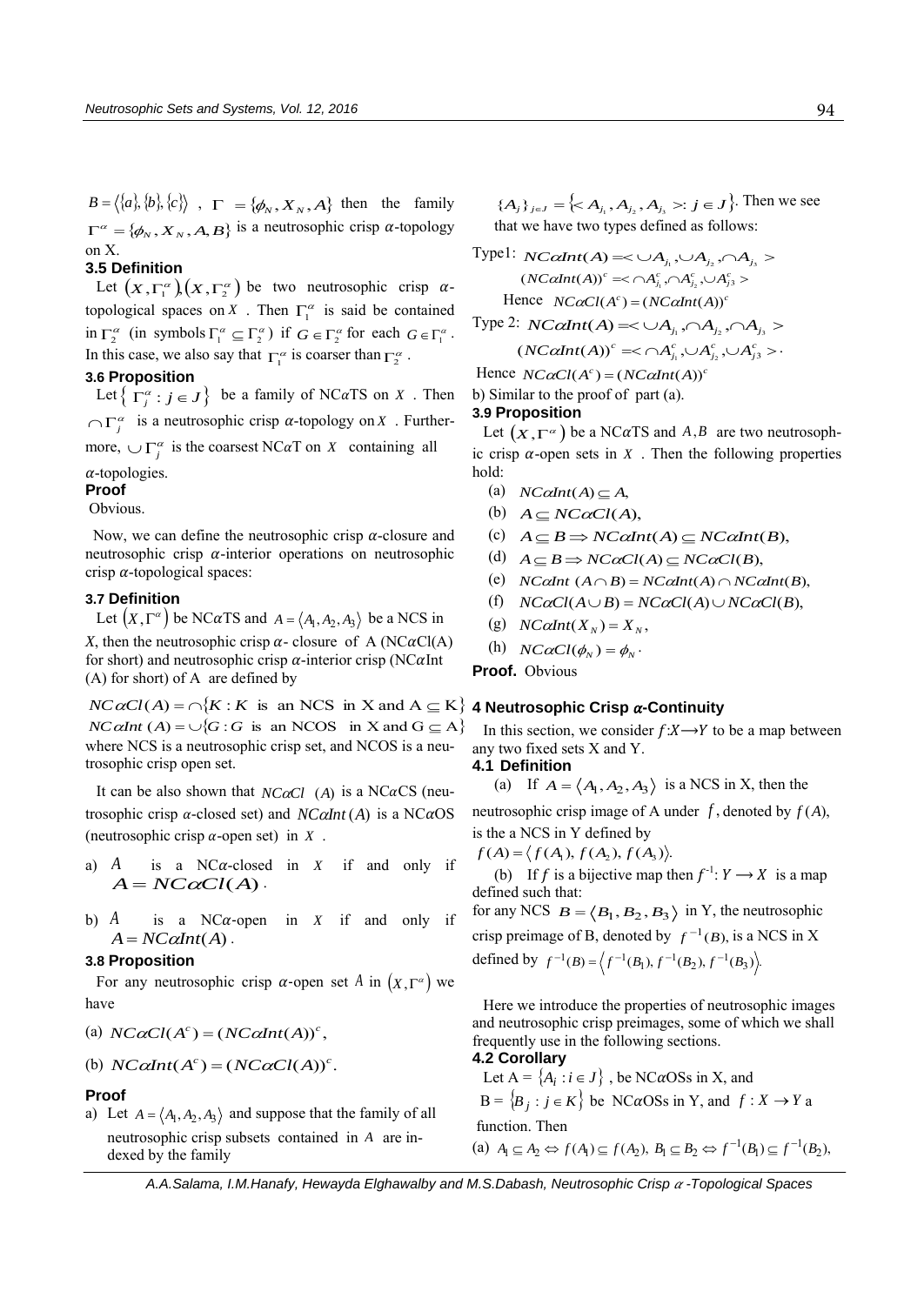$B = \langle \{a\}, \{b\}, \{c\} \rangle$ , $\Gamma = \{\phi_N, X_N, A\}$ then the family $\Gamma^\alpha = \{\phi_N, X_N, A, B\}$ is a neutrosophic crisp $\alpha$-topology on X.

### 3.5 Definition

Let $(X, \Gamma_1^\alpha), (X, \Gamma_2^\alpha)$ be two neutrosophic crisp $\alpha$-topological spaces on $X$ . Then $\Gamma_1^\alpha$ is said be contained in $\Gamma_2^\alpha$ (in symbols $\Gamma_1^\alpha \subseteq \Gamma_2^\alpha$ ) if $G \in \Gamma_2^\alpha$ for each $G \in \Gamma_1^\alpha$ . In this case, we also say that $\Gamma_1^\alpha$ is coarser than $\Gamma_2^\alpha$ .

### 3.6 Proposition

Let $\{ \Gamma_j^\alpha : j \in J \}$ be a family of NC$\alpha$TS on $X$ . Then $\cap \Gamma_j^\alpha$ is a neutrosophic crisp $\alpha$-topology on $X$ . Furthermore, $\cup \Gamma_j^\alpha$ is the coarsest NC$\alpha$T on $X$ containing all $\alpha$-topologies.

**Proof**

Obvious.

Now, we can define the neutrosophic crisp $\alpha$-closure and neutrosophic crisp $\alpha$-interior operations on neutrosophic crisp $\alpha$-topological spaces:

### 3.7 Definition

Let $(X, \Gamma^\alpha)$ be NC$\alpha$TS and $A = \langle A_1, A_2, A_3 \rangle$ be a NCS in $X$, then the neutrosophic crisp $\alpha$- closure of A (NC$\alpha$Cl(A) for short) and neutrosophic crisp $\alpha$-interior crisp (NC$\alpha$Int (A) for short) of A are defined by

$$NC\alpha Cl(A) = \cap\{K : K \text{ is an NCS in X and } A \subseteq K\}$$
$$NC\alpha Int(A) = \cup\{G : G \text{ is an NCOS in X and } G \subseteq A\}$$

where NCS is a neutrosophic crisp set, and NCOS is a neutrosophic crisp open set.

It can be also shown that $NC\alpha Cl(A)$ is a NC$\alpha$CS (neutrosophic crisp $\alpha$-closed set) and $NC\alpha Int(A)$ is a NC$\alpha$OS (neutrosophic crisp $\alpha$-open set) in $X$ .

a) $A$ is a NC$\alpha$-closed in $X$ if and only if $A = NC\alpha Cl(A)$ .

b) $A$ is a NC$\alpha$-open in $X$ if and only if $A = NC\alpha Int(A)$ .

### 3.8 Proposition

For any neutrosophic crisp $\alpha$-open set $A$ in $(X, \Gamma^\alpha)$ we have

(a) $NC\alpha Cl(A^c) = (NC\alpha Int(A))^c$,

(b) $NC\alpha Int(A^c) = (NC\alpha Cl(A))^c$.

**Proof**

a) Let $A = \langle A_1, A_2, A_3 \rangle$ and suppose that the family of all neutrosophic crisp subsets contained in $A$ are indexed by the family $\{A_j\}_{j \in J} = \{< A_{j_1}, A_{j_2}, A_{j_3} >: j \in J\}$. Then we see that we have two types defined as follows:

Type1: $NC\alpha Int(A) = < \cup A_{j_1}, \cup A_{j_2}, \cap A_{j_3} >$

$(NC\alpha Int(A))^c = < \cap A_{j_1}^c, \cap A_{j_2}^c, \cup A_{j3}^c >$

Hence $NC\alpha Cl(A^c) = (NC\alpha Int(A))^c$

Type 2: $NC\alpha Int(A) = < \cup A_{j_1}, \cap A_{j_2}, \cap A_{j_3} >$

$(NC\alpha Int(A))^c = < \cap A_{j_1}^c, \cup A_{j_2}^c, \cup A_{j3}^c >$.

Hence $NC\alpha Cl(A^c) = (NC\alpha Int(A))^c$

b) Similar to the proof of part (a).

### 3.9 Proposition

Let $(X, \Gamma^\alpha)$ be a NC$\alpha$TS and $A, B$ are two neutrosophic crisp $\alpha$-open sets in $X$ . Then the following properties hold:

(a) $NC\alpha Int(A) \subseteq A$,

(b) $A \subseteq NC\alpha Cl(A)$,

(c) $A \subseteq B \Rightarrow NC\alpha Int(A) \subseteq NC\alpha Int(B)$,

(d) $A \subseteq B \Rightarrow NC\alpha Cl(A) \subseteq NC\alpha Cl(B)$,

(e) $NC\alpha Int\ (A \cap B) = NC\alpha Int(A) \cap NC\alpha Int(B)$,

(f) $NC\alpha Cl(A \cup B) = NC\alpha Cl(A) \cup NC\alpha Cl(B)$,

(g) $NC\alpha Int(X_N) = X_N$,

(h) $NC\alpha Cl(\phi_N) = \phi_N$.

**Proof.** Obvious

## 4 Neutrosophic Crisp $\alpha$-Continuity

In this section, we consider $f: X \longrightarrow Y$ to be a map between any two fixed sets X and Y.

### 4.1 Definition

(a) If $A = \langle A_1, A_2, A_3 \rangle$ is a NCS in X, then the neutrosophic crisp image of A under $f$, denoted by $f(A)$, is the a NCS in Y defined by $f(A) = \langle f(A_1), f(A_2), f(A_3) \rangle$.

(b) If $f$ is a bijective map then $f^{-1}: Y \longrightarrow X$ is a map defined such that: for any NCS $B = \langle B_1, B_2, B_3 \rangle$ in Y, the neutrosophic crisp preimage of B, denoted by $f^{-1}(B)$, is a NCS in X defined by $f^{-1}(B) = \langle f^{-1}(B_1), f^{-1}(B_2), f^{-1}(B_3) \rangle$.

Here we introduce the properties of neutrosophic images and neutrosophic crisp preimages, some of which we shall frequently use in the following sections.

### 4.2 Corollary

Let A = $\{A_i : i \in J\}$ , be NC$\alpha$OSs in X, and B = $\{B_j : j \in K\}$ be NC$\alpha$OSs in Y, and $f : X \rightarrow Y$ a function. Then

(a) $A_1 \subseteq A_2 \Leftrightarrow f(A_1) \subseteq f(A_2),\ B_1 \subseteq B_2 \Leftrightarrow f^{-1}(B_1) \subseteq f^{-1}(B_2)$,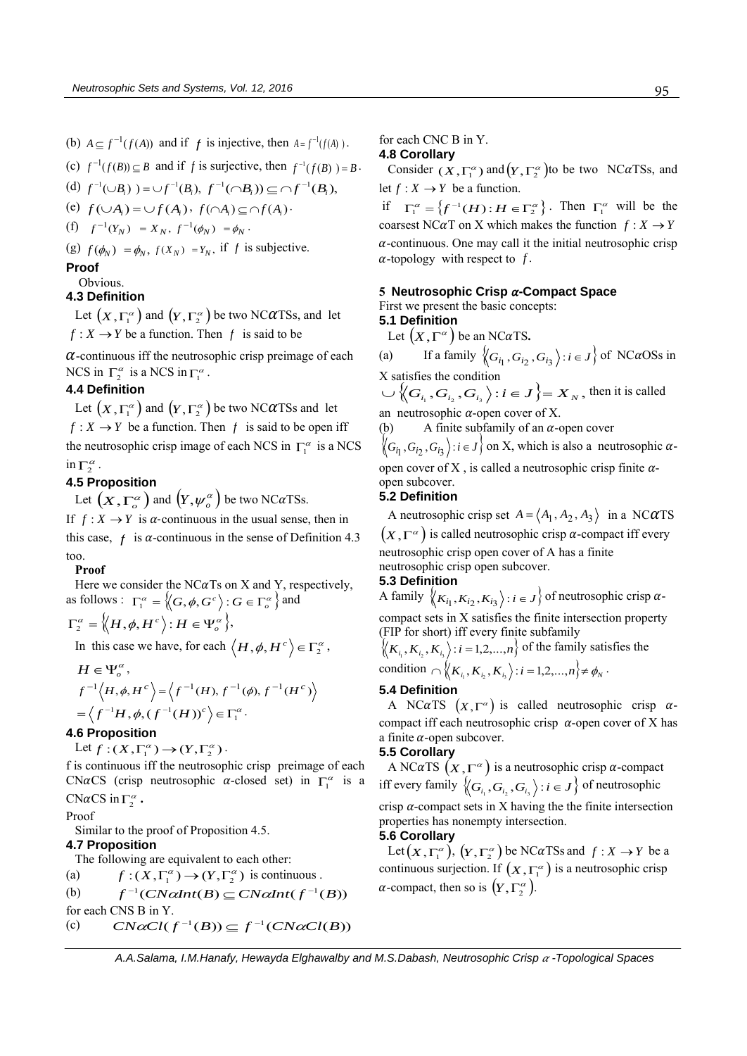(b) $A \subseteq f^{-1}(f(A))$ and if $f$ is injective, then $A = f^{-1}(f(A))$.

(c) $f^{-1}(f(B)) \subseteq B$ and if $f$ is surjective, then $f^{-1}(f(B)) = B$.

(d) $f^{-1}(\cup B_i)) = \cup f^{-1}(B_i),\ f^{-1}(\cap B_i)) \subseteq \cap f^{-1}(B_i),$

(e) $f(\cup A_i) = \cup f(A_i),\ f(\cap A_i) \subseteq \cap f(A_i)$.

(f) $f^{-1}(Y_N) = X_N,\ f^{-1}(\phi_N) = \phi_N$.

(g) $f(\phi_N) = \phi_N,\ f(X_N) = Y_N$, if $f$ is subjective.

**Proof**

Obvious.

### 4.3 Definition

Let $(X, \Gamma_1^\alpha)$ and $(Y, \Gamma_2^\alpha)$ be two NC$\alpha$TSs, and let $f : X \to Y$ be a function. Then $f$ is said to be $\alpha$-continuous iff the neutrosophic crisp preimage of each NCS in $\Gamma_2^\alpha$ is a NCS in $\Gamma_1^\alpha$.

### 4.4 Definition

Let $(X, \Gamma_1^\alpha)$ and $(Y, \Gamma_2^\alpha)$ be two NC$\alpha$TSs and let $f : X \to Y$ be a function. Then $f$ is said to be open iff the neutrosophic crisp image of each NCS in $\Gamma_1^\alpha$ is a NCS in $\Gamma_2^\alpha$.

### 4.5 Proposition

Let $(X, \Gamma_o^\alpha)$ and $(Y, \psi_o^\alpha)$ be two NC$\alpha$TSs.

If $f : X \to Y$ is $\alpha$-continuous in the usual sense, then in this case, $f$ is $\alpha$-continuous in the sense of Definition 4.3 too.

**Proof**

Here we consider the NC$\alpha$Ts on X and Y, respectively, as follows : $\Gamma_1^\alpha = \left\{\langle G, \phi, G^c \rangle : G \in \Gamma_o^\alpha\right\}$ and

$\Gamma_2^\alpha = \left\{\langle H, \phi, H^c \rangle : H \in \Psi_o^\alpha\right\},$

In this case we have, for each $\langle H, \phi, H^c \rangle \in \Gamma_2^\alpha$,

$$H \in \Psi_o^\alpha,$$

$$f^{-1}\langle H, \phi, H^c \rangle = \langle f^{-1}(H), f^{-1}(\phi), f^{-1}(H^c) \rangle$$

$$= \langle f^{-1}H, \phi, (f^{-1}(H))^c \rangle \in \Gamma_1^\alpha.$$

### 4.6 Proposition

Let $f : (X, \Gamma_1^\alpha) \to (Y, \Gamma_2^\alpha)$.

f is continuous iff the neutrosophic crisp preimage of each CN$\alpha$CS (crisp neutrosophic $\alpha$-closed set) in $\Gamma_1^\alpha$ is a CN$\alpha$CS in $\Gamma_2^\alpha$.

Proof

Similar to the proof of Proposition 4.5.

### 4.7 Proposition

The following are equivalent to each other:

(a) $f : (X, \Gamma_1^\alpha) \to (Y, \Gamma_2^\alpha)$ is continuous .

(b) $f^{-1}(CN\alpha Int(B) \subseteq CN\alpha Int(f^{-1}(B))$

for each CNS B in Y.

(c) $CN\alpha Cl(f^{-1}(B)) \subseteq f^{-1}(CN\alpha Cl(B))$

for each CNC B in Y.

### 4.8 Corollary

Consider $(X, \Gamma_1^\alpha)$ and $(Y, \Gamma_2^\alpha)$ to be two NC$\alpha$TSs, and let $f : X \to Y$ be a function.

if $\Gamma_1^\alpha = \{f^{-1}(H) : H \in \Gamma_2^\alpha\}$. Then $\Gamma_1^\alpha$ will be the coarsest NC$\alpha$T on X which makes the function $f : X \to Y$ $\alpha$-continuous. One may call it the initial neutrosophic crisp $\alpha$-topology with respect to $f$.

## 5 Neutrosophic Crisp $\alpha$-Compact Space

First we present the basic concepts:

### 5.1 Definition

Let $(X, \Gamma^\alpha)$ be an NC$\alpha$TS.

(a) If a family $\left\{\langle G_{i_1}, G_{i_2}, G_{i_3} \rangle : i \in J\right\}$ of NC$\alpha$OSs in X satisfies the condition $\cup \left\{\langle G_{i_1}, G_{i_2}, G_{i_3} \rangle : i \in J\right\} = X_N$, then it is called an neutrosophic $\alpha$-open cover of X.

(b) A finite subfamily of an $\alpha$-open cover $\left\{\langle G_{i_1}, G_{i_2}, G_{i_3} \rangle : i \in J\right\}$ on X, which is also a neutrosophic $\alpha$-open cover of X , is called a neutrosophic crisp finite $\alpha$-open subcover.

### 5.2 Definition

A neutrosophic crisp set $A = \langle A_1, A_2, A_3 \rangle$ in a NC$\alpha$TS $(X, \Gamma^\alpha)$ is called neutrosophic crisp $\alpha$-compact iff every neutrosophic crisp open cover of A has a finite neutrosophic crisp open subcover.

### 5.3 Definition

A family $\left\{\langle K_{i_1}, K_{i_2}, K_{i_3} \rangle : i \in J\right\}$ of neutrosophic crisp $\alpha$-compact sets in X satisfies the finite intersection property (FIP for short) iff every finite subfamily $\left\{\langle K_{i_1}, K_{i_2}, K_{i_3} \rangle : i = 1,2,...,n\right\}$ of the family satisfies the condition $\cap \left\{\langle K_{i_1}, K_{i_2}, K_{i_3} \rangle : i = 1,2,...,n\right\} \neq \phi_N$.

### 5.4 Definition

A NC$\alpha$TS $(X, \Gamma^\alpha)$ is called neutrosophic crisp $\alpha$-compact iff each neutrosophic crisp $\alpha$-open cover of X has a finite $\alpha$-open subcover.

### 5.5 Corollary

A NC$\alpha$TS $(X, \Gamma^\alpha)$ is a neutrosophic crisp $\alpha$-compact iff every family $\left\{\langle G_{i_1}, G_{i_2}, G_{i_3} \rangle : i \in J\right\}$ of neutrosophic crisp $\alpha$-compact sets in X having the the finite intersection properties has nonempty intersection.

### 5.6 Corollary

Let $(X, \Gamma_1^\alpha)$, $(Y, \Gamma_2^\alpha)$ be NC$\alpha$TSs and $f : X \to Y$ be a continuous surjection. If $(X, \Gamma_1^\alpha)$ is a neutrosophic crisp $\alpha$-compact, then so is $(Y, \Gamma_2^\alpha)$.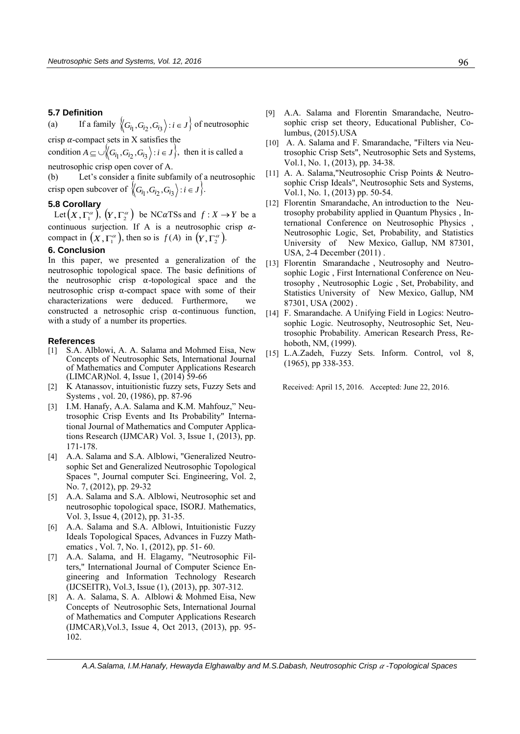### 5.7 Definition

(a) If a family $\left\{\left\langle G_{i_1}, G_{i_2}, G_{i_3}\right\rangle : i \in J\right\}$ of neutrosophic crisp $\alpha$-compact sets in X satisfies the condition $A \subseteq \cup\left\{\left\langle G_{i_1}, G_{i_2}, G_{i_3}\right\rangle : i \in J\right\}$, then it is called a neutrosophic crisp open cover of A.

(b) Let's consider a finite subfamily of a neutrosophic crisp open subcover of $\left\{\left\langle G_{i_1}, G_{i_2}, G_{i_3}\right\rangle : i \in J\right\}$.

### 5.8 Corollary

Let $\left(X, \Gamma_1^{\alpha}\right)$, $\left(Y, \Gamma_2^{\alpha}\right)$ be NC$\alpha$TSs and $f : X \rightarrow Y$ be a continuous surjection. If A is a neutrosophic crisp $\alpha$-compact in $\left(X, \Gamma_1^{\alpha}\right)$, then so is $f(A)$ in $\left(Y, \Gamma_2^{\alpha}\right)$.

## 6. Conclusion

In this paper, we presented a generalization of the neutrosophic topological space. The basic definitions of the neutrosophic crisp α-topological space and the neutrosophic crisp α-compact space with some of their characterizations were deduced. Furthermore, we constructed a netrosophic crisp α-continuous function, with a study of a number its properties.

## References

[1] S.A. Alblowi, A. A. Salama and Mohmed Eisa, New Concepts of Neutrosophic Sets, International Journal of Mathematics and Computer Applications Research (LIMCAR)Nol. 4, Issue 1, (2014) 59-66

[2] K Atanassov, intuitionistic fuzzy sets, Fuzzy Sets and Systems , vol. 20, (1986), pp. 87-96

[3] I.M. Hanafy, A.A. Salama and K.M. Mahfouz," Neutrosophic Crisp Events and Its Probability" International Journal of Mathematics and Computer Applications Research (IJMCAR) Vol. 3, Issue 1, (2013), pp. 171-178.

[4] A.A. Salama and S.A. Alblowi, "Generalized Neutrosophic Set and Generalized Neutrosophic Topological Spaces ", Journal computer Sci. Engineering, Vol. 2, No. 7, (2012), pp. 29-32

[5] A.A. Salama and S.A. Alblowi, Neutrosophic set and neutrosophic topological space, ISORJ. Mathematics, Vol. 3, Issue 4, (2012), pp. 31-35.

[6] A.A. Salama and S.A. Alblowi, Intuitionistic Fuzzy Ideals Topological Spaces, Advances in Fuzzy Mathematics , Vol. 7, No. 1, (2012), pp. 51- 60.

[7] A.A. Salama, and H. Elagamy, "Neutrosophic Filters," International Journal of Computer Science Engineering and Information Technology Research (IJCSEITR), Vol.3, Issue (1), (2013), pp. 307-312.

[8] A. A. Salama, S. A. Alblowi & Mohmed Eisa, New Concepts of Neutrosophic Sets, International Journal of Mathematics and Computer Applications Research (IJMCAR),Vol.3, Issue 4, Oct 2013, (2013), pp. 95-102.

[9] A.A. Salama and Florentin Smarandache, Neutrosophic crisp set theory, Educational Publisher, Columbus, (2015).USA

[10] A. A. Salama and F. Smarandache, "Filters via Neutrosophic Crisp Sets", Neutrosophic Sets and Systems, Vol.1, No. 1, (2013), pp. 34-38.

[11] A. A. Salama,"Neutrosophic Crisp Points & Neutrosophic Crisp Ideals", Neutrosophic Sets and Systems, Vol.1, No. 1, (2013) pp. 50-54.

[12] Florentin Smarandache, An introduction to the Neutrosophy probability applied in Quantum Physics , International Conference on Neutrosophic Physics , Neutrosophic Logic, Set, Probability, and Statistics University of New Mexico, Gallup, NM 87301, USA, 2-4 December (2011) .

[13] Florentin Smarandache , Neutrosophy and Neutrosophic Logic , First International Conference on Neutrosophy , Neutrosophic Logic , Set, Probability, and Statistics University of New Mexico, Gallup, NM 87301, USA (2002) .

[14] F. Smarandache. A Unifying Field in Logics: Neutrosophic Logic. Neutrosophy, Neutrosophic Set, Neutrosophic Probability. American Research Press, Rehoboth, NM, (1999).

[15] L.A.Zadeh, Fuzzy Sets. Inform. Control, vol 8, (1965), pp 338-353.

Received: April 15, 2016. Accepted: June 22, 2016.